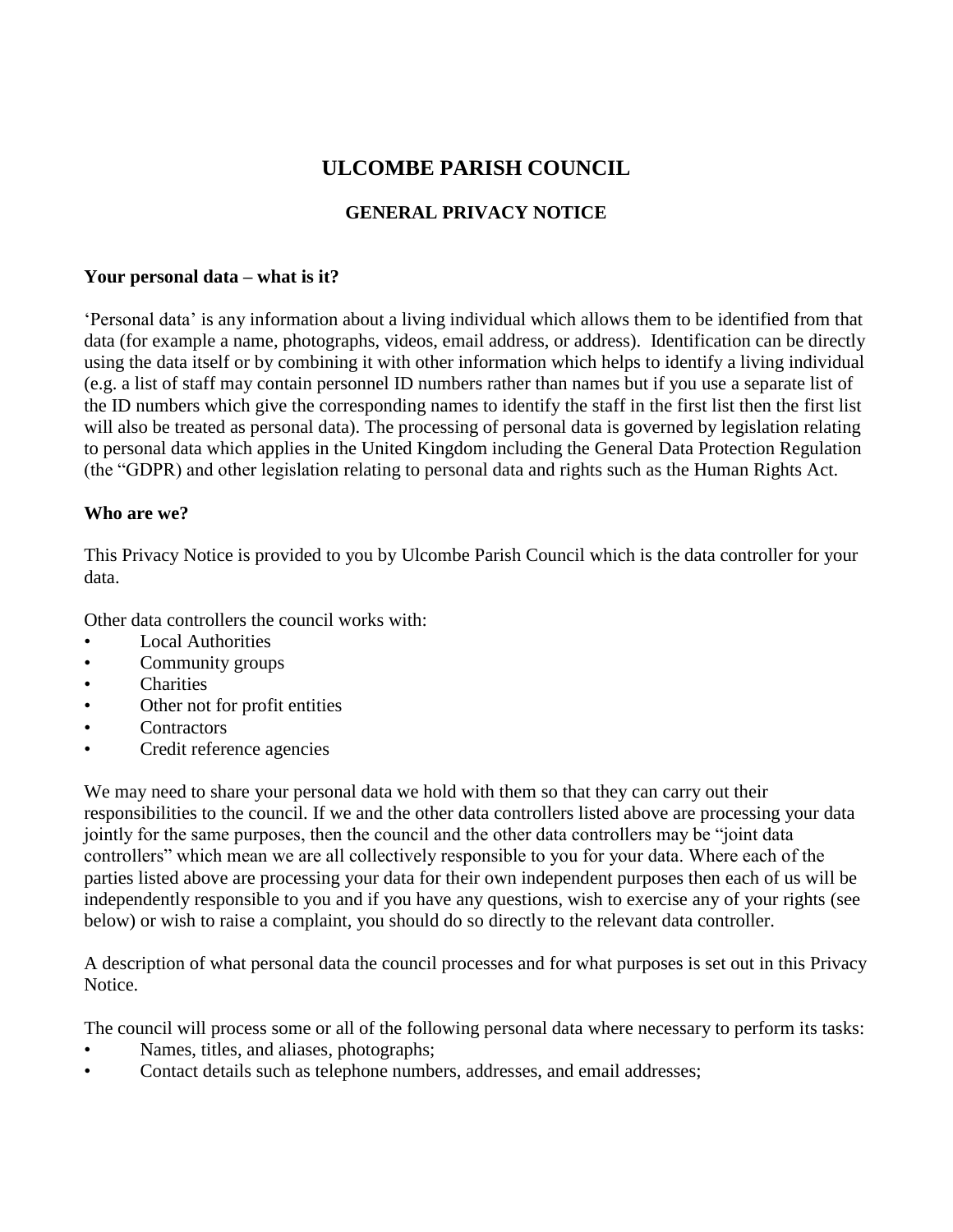# ULCOMBE PARISH COUNCIL

## GENERAL PRIVACY NOTICE

### Your personal data – what is it?

'Personal data' is any information about a living individual which allows them to be identified from that data (for example a name, photographs, videos, email address, or address). Identification can be directly using the data itself or by combining it with other information which helps to identify a living individual (e.g. a list of staff may contain personnel ID numbers rather than names but if you use a separate list of the ID numbers which give the corresponding names to identify the staff in the first list then the first list will also be treated as personal data). The processing of personal data is governed by legislation relating to personal data which applies in the United Kingdom including the General Data Protection Regulation (the "GDPR) and other legislation relating to personal data and rights such as the Human Rights Act.

### Who are we?

This Privacy Notice is provided to you by Ulcombe Parish Council which is the data controller for your data.

Other data controllers the council works with:

- Local Authorities
- Community groups
- Charities
- Other not for profit entities
- Contractors
- Credit reference agencies

We may need to share your personal data we hold with them so that they can carry out their responsibilities to the council. If we and the other data controllers listed above are processing your data jointly for the same purposes, then the council and the other data controllers may be "joint data controllers" which mean we are all collectively responsible to you for your data. Where each of the parties listed above are processing your data for their own independent purposes then each of us will be independently responsible to you and if you have any questions, wish to exercise any of your rights (see below) or wish to raise a complaint, you should do so directly to the relevant data controller.

A description of what personal data the council processes and for what purposes is set out in this Privacy Notice.

The council will process some or all of the following personal data where necessary to perform its tasks:

- Names, titles, and aliases, photographs;
- Contact details such as telephone numbers, addresses, and email addresses;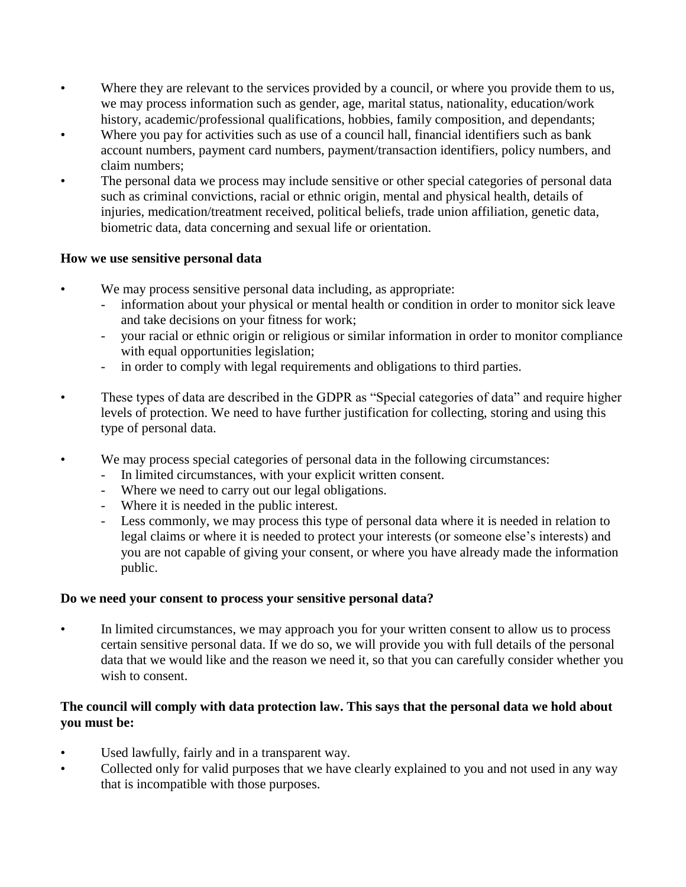- Where they are relevant to the services provided by a council, or where you provide them to us, we may process information such as gender, age, marital status, nationality, education/work history, academic/professional qualifications, hobbies, family composition, and dependants;
- Where you pay for activities such as use of a council hall, financial identifiers such as bank account numbers, payment card numbers, payment/transaction identifiers, policy numbers, and claim numbers;
- The personal data we process may include sensitive or other special categories of personal data such as criminal convictions, racial or ethnic origin, mental and physical health, details of injuries, medication/treatment received, political beliefs, trade union affiliation, genetic data, biometric data, data concerning and sexual life or orientation.

**How we use sensitive personal data**

- We may process sensitive personal data including, as appropriate:
  - information about your physical or mental health or condition in order to monitor sick leave and take decisions on your fitness for work;
  - your racial or ethnic origin or religious or similar information in order to monitor compliance with equal opportunities legislation;
  - in order to comply with legal requirements and obligations to third parties.
- These types of data are described in the GDPR as "Special categories of data" and require higher levels of protection. We need to have further justification for collecting, storing and using this type of personal data.
- We may process special categories of personal data in the following circumstances:
  - In limited circumstances, with your explicit written consent.
  - Where we need to carry out our legal obligations.
  - Where it is needed in the public interest.
  - Less commonly, we may process this type of personal data where it is needed in relation to legal claims or where it is needed to protect your interests (or someone else's interests) and you are not capable of giving your consent, or where you have already made the information public.

**Do we need your consent to process your sensitive personal data?**

- In limited circumstances, we may approach you for your written consent to allow us to process certain sensitive personal data. If we do so, we will provide you with full details of the personal data that we would like and the reason we need it, so that you can carefully consider whether you wish to consent.

**The council will comply with data protection law. This says that the personal data we hold about you must be:**

- Used lawfully, fairly and in a transparent way.
- Collected only for valid purposes that we have clearly explained to you and not used in any way that is incompatible with those purposes.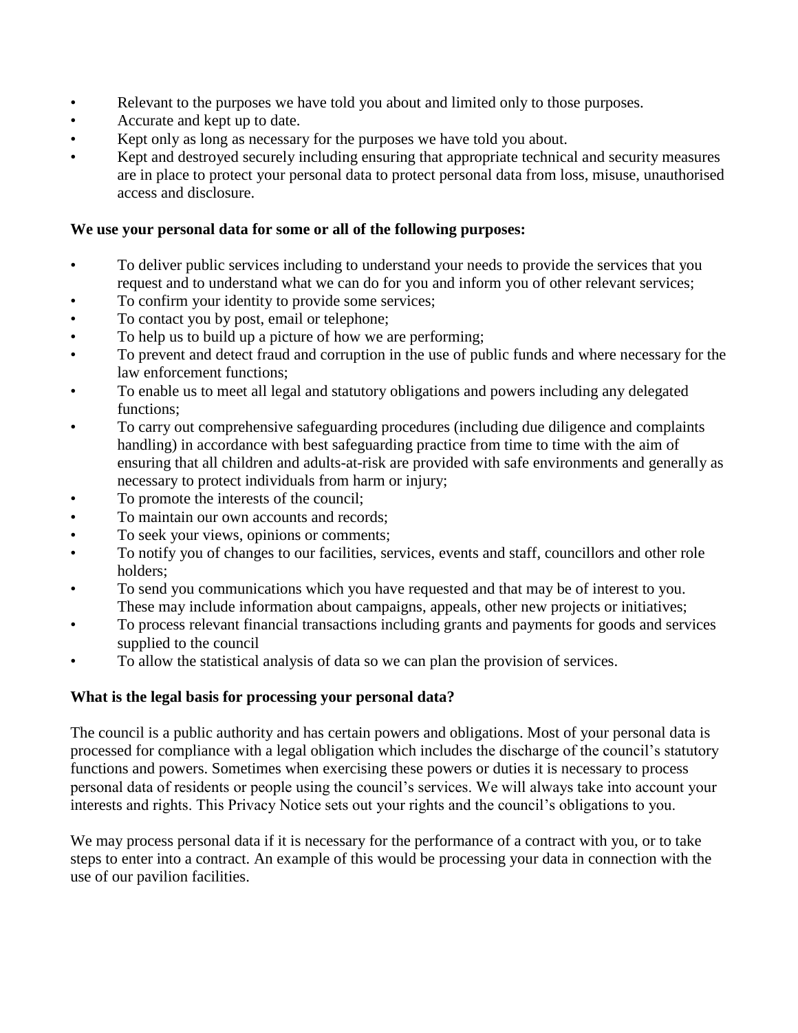- Relevant to the purposes we have told you about and limited only to those purposes.
- Accurate and kept up to date.
- Kept only as long as necessary for the purposes we have told you about.
- Kept and destroyed securely including ensuring that appropriate technical and security measures are in place to protect your personal data to protect personal data from loss, misuse, unauthorised access and disclosure.

**We use your personal data for some or all of the following purposes:**

- To deliver public services including to understand your needs to provide the services that you request and to understand what we can do for you and inform you of other relevant services;
- To confirm your identity to provide some services;
- To contact you by post, email or telephone;
- To help us to build up a picture of how we are performing;
- To prevent and detect fraud and corruption in the use of public funds and where necessary for the law enforcement functions;
- To enable us to meet all legal and statutory obligations and powers including any delegated functions;
- To carry out comprehensive safeguarding procedures (including due diligence and complaints handling) in accordance with best safeguarding practice from time to time with the aim of ensuring that all children and adults-at-risk are provided with safe environments and generally as necessary to protect individuals from harm or injury;
- To promote the interests of the council;
- To maintain our own accounts and records;
- To seek your views, opinions or comments;
- To notify you of changes to our facilities, services, events and staff, councillors and other role holders;
- To send you communications which you have requested and that may be of interest to you. These may include information about campaigns, appeals, other new projects or initiatives;
- To process relevant financial transactions including grants and payments for goods and services supplied to the council
- To allow the statistical analysis of data so we can plan the provision of services.

**What is the legal basis for processing your personal data?**

The council is a public authority and has certain powers and obligations. Most of your personal data is processed for compliance with a legal obligation which includes the discharge of the council's statutory functions and powers. Sometimes when exercising these powers or duties it is necessary to process personal data of residents or people using the council's services. We will always take into account your interests and rights. This Privacy Notice sets out your rights and the council's obligations to you.

We may process personal data if it is necessary for the performance of a contract with you, or to take steps to enter into a contract. An example of this would be processing your data in connection with the use of our pavilion facilities.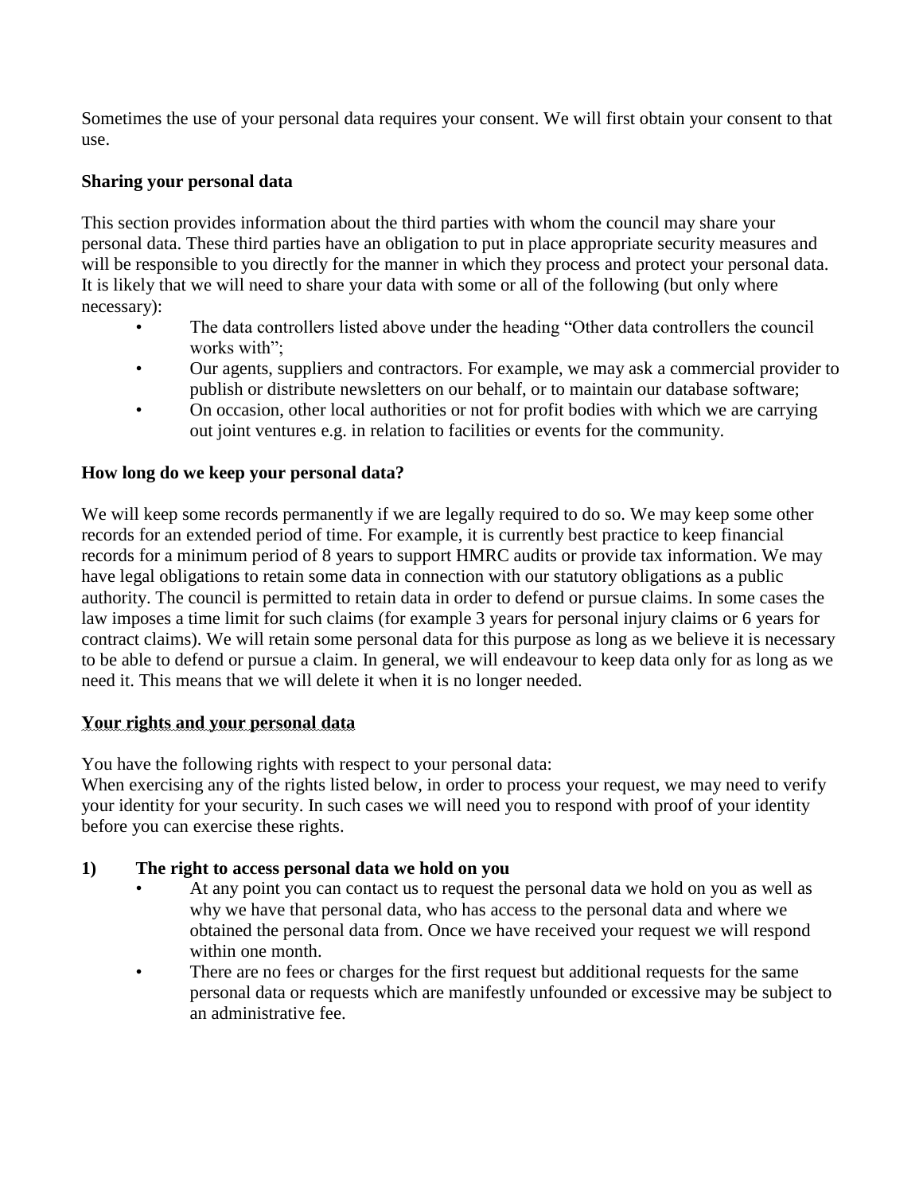Sometimes the use of your personal data requires your consent. We will first obtain your consent to that use.

**Sharing your personal data**

This section provides information about the third parties with whom the council may share your personal data. These third parties have an obligation to put in place appropriate security measures and will be responsible to you directly for the manner in which they process and protect your personal data. It is likely that we will need to share your data with some or all of the following (but only where necessary):

- The data controllers listed above under the heading "Other data controllers the council works with";
- Our agents, suppliers and contractors. For example, we may ask a commercial provider to publish or distribute newsletters on our behalf, or to maintain our database software;
- On occasion, other local authorities or not for profit bodies with which we are carrying out joint ventures e.g. in relation to facilities or events for the community.

**How long do we keep your personal data?**

We will keep some records permanently if we are legally required to do so. We may keep some other records for an extended period of time. For example, it is currently best practice to keep financial records for a minimum period of 8 years to support HMRC audits or provide tax information. We may have legal obligations to retain some data in connection with our statutory obligations as a public authority. The council is permitted to retain data in order to defend or pursue claims. In some cases the law imposes a time limit for such claims (for example 3 years for personal injury claims or 6 years for contract claims). We will retain some personal data for this purpose as long as we believe it is necessary to be able to defend or pursue a claim. In general, we will endeavour to keep data only for as long as we need it. This means that we will delete it when it is no longer needed.

**Your rights and your personal data**

You have the following rights with respect to your personal data:
When exercising any of the rights listed below, in order to process your request, we may need to verify your identity for your security. In such cases we will need you to respond with proof of your identity before you can exercise these rights.

**1) The right to access personal data we hold on you**

- At any point you can contact us to request the personal data we hold on you as well as why we have that personal data, who has access to the personal data and where we obtained the personal data from. Once we have received your request we will respond within one month.
- There are no fees or charges for the first request but additional requests for the same personal data or requests which are manifestly unfounded or excessive may be subject to an administrative fee.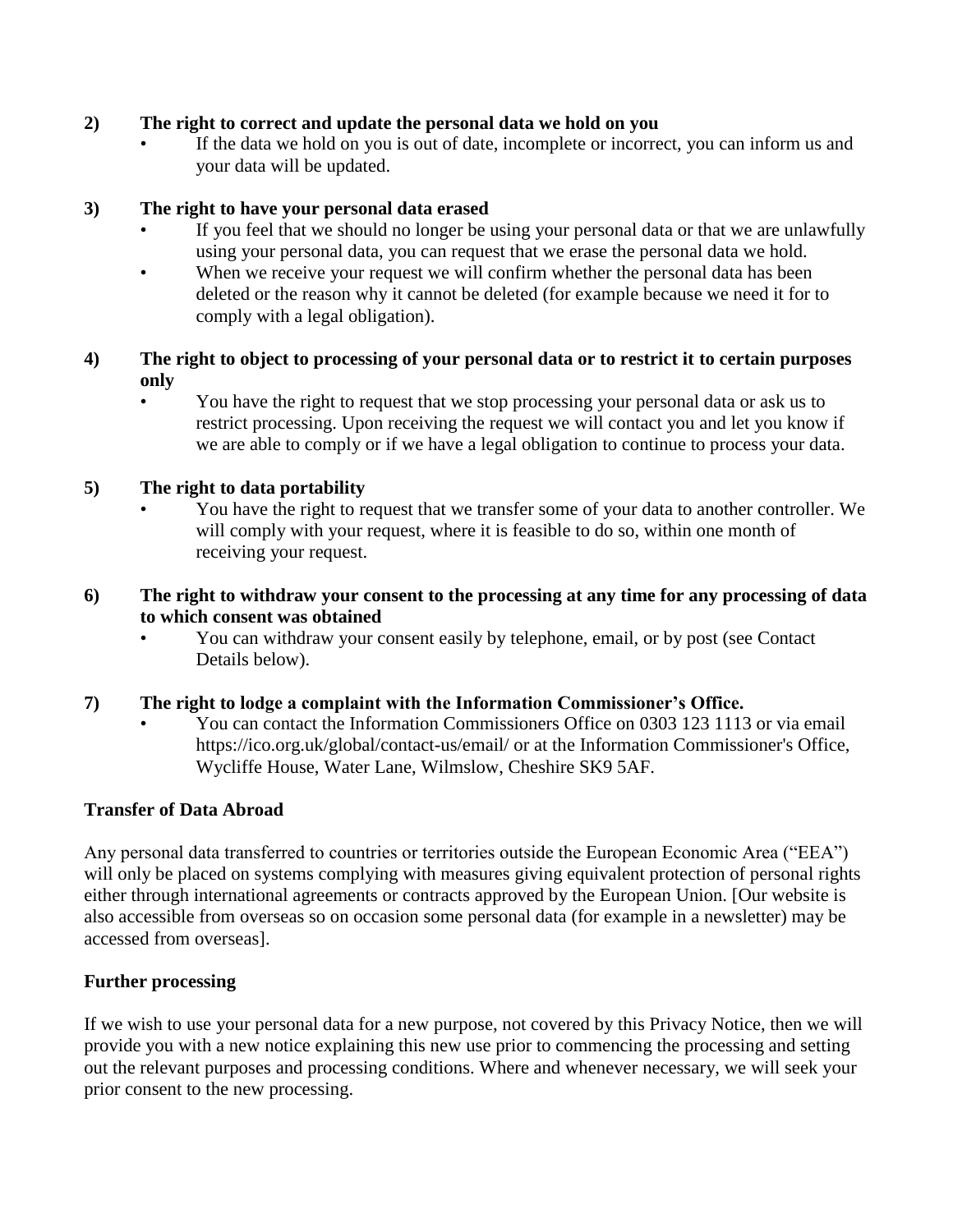**2) The right to correct and update the personal data we hold on you**

- If the data we hold on you is out of date, incomplete or incorrect, you can inform us and your data will be updated.

**3) The right to have your personal data erased**

- If you feel that we should no longer be using your personal data or that we are unlawfully using your personal data, you can request that we erase the personal data we hold.
- When we receive your request we will confirm whether the personal data has been deleted or the reason why it cannot be deleted (for example because we need it for to comply with a legal obligation).

**4) The right to object to processing of your personal data or to restrict it to certain purposes only**

- You have the right to request that we stop processing your personal data or ask us to restrict processing. Upon receiving the request we will contact you and let you know if we are able to comply or if we have a legal obligation to continue to process your data.

**5) The right to data portability**

- You have the right to request that we transfer some of your data to another controller. We will comply with your request, where it is feasible to do so, within one month of receiving your request.

**6) The right to withdraw your consent to the processing at any time for any processing of data to which consent was obtained**

- You can withdraw your consent easily by telephone, email, or by post (see Contact Details below).

**7) The right to lodge a complaint with the Information Commissioner's Office.**

- You can contact the Information Commissioners Office on 0303 123 1113 or via email https://ico.org.uk/global/contact-us/email/ or at the Information Commissioner's Office, Wycliffe House, Water Lane, Wilmslow, Cheshire SK9 5AF.

**Transfer of Data Abroad**

Any personal data transferred to countries or territories outside the European Economic Area ("EEA") will only be placed on systems complying with measures giving equivalent protection of personal rights either through international agreements or contracts approved by the European Union. [Our website is also accessible from overseas so on occasion some personal data (for example in a newsletter) may be accessed from overseas].

**Further processing**

If we wish to use your personal data for a new purpose, not covered by this Privacy Notice, then we will provide you with a new notice explaining this new use prior to commencing the processing and setting out the relevant purposes and processing conditions. Where and whenever necessary, we will seek your prior consent to the new processing.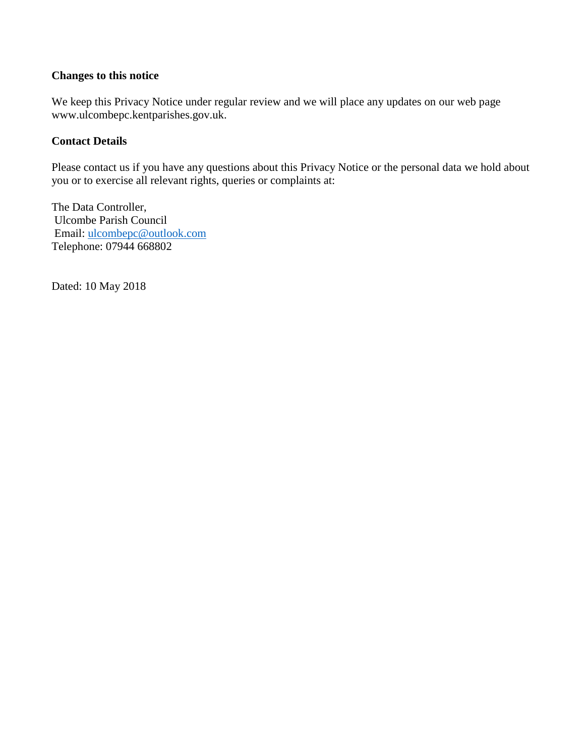**Changes to this notice**

We keep this Privacy Notice under regular review and we will place any updates on our web page www.ulcombepc.kentparishes.gov.uk.

**Contact Details**

Please contact us if you have any questions about this Privacy Notice or the personal data we hold about you or to exercise all relevant rights, queries or complaints at:

The Data Controller,  
Ulcombe Parish Council  
Email: ulcombepc@outlook.com  
Telephone: 07944 668802

Dated: 10 May 2018